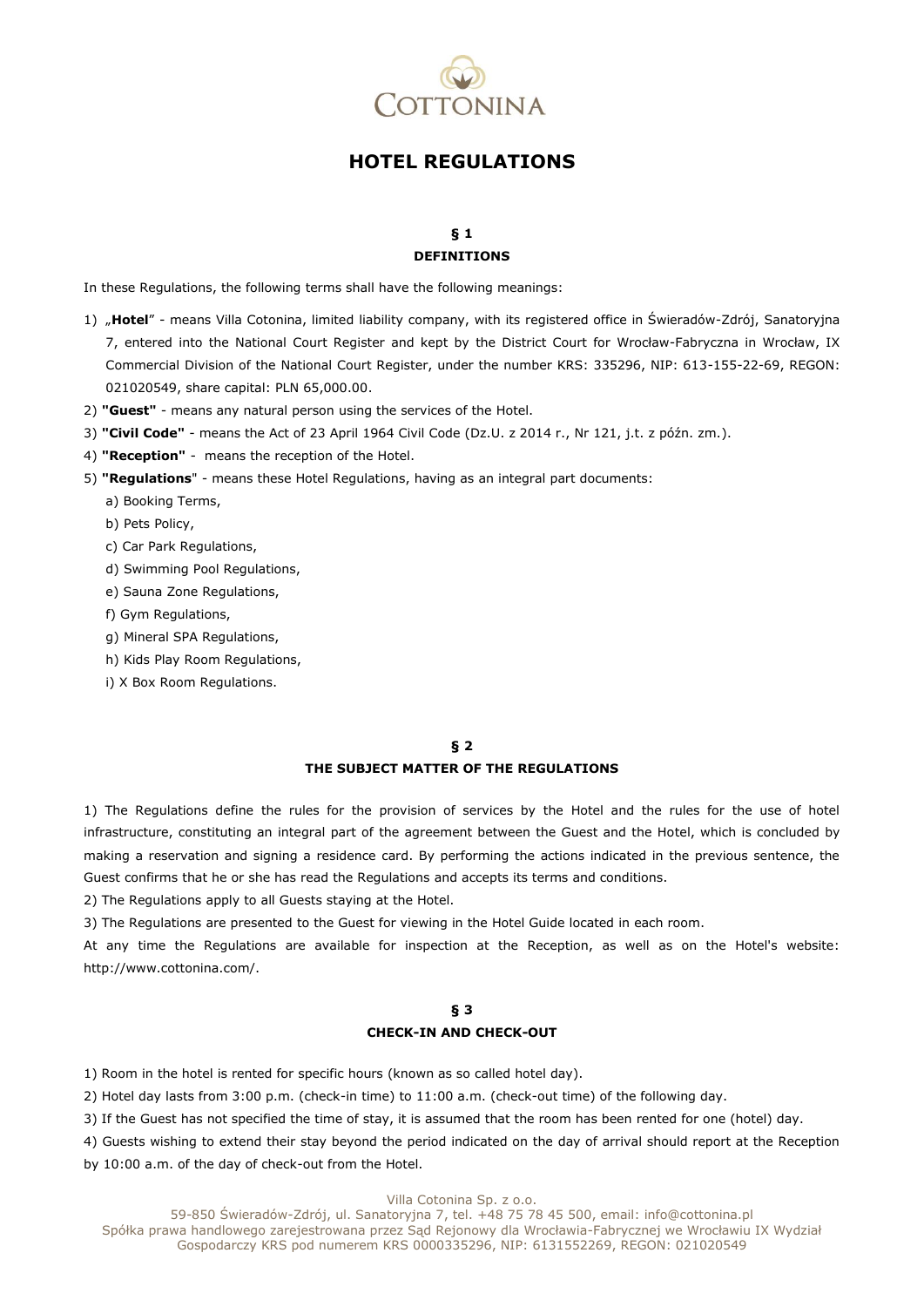# HOTEL REGULATIONS

## § 1
## DEFINITIONS

In these Regulations, the following terms shall have the following meanings:

1) „**Hotel**" - means Villa Cotonina, limited liability company, with its registered office in Świeradów-Zdrój, Sanatoryjna 7, entered into the National Court Register and kept by the District Court for Wrocław-Fabryczna in Wrocław, IX Commercial Division of the National Court Register, under the number KRS: 335296, NIP: 613-155-22-69, REGON: 021020549, share capital: PLN 65,000.00.
2) **"Guest"** - means any natural person using the services of the Hotel.
3) **"Civil Code"** - means the Act of 23 April 1964 Civil Code (Dz.U. z 2014 r., Nr 121, j.t. z późn. zm.).
4) **"Reception"** - means the reception of the Hotel.
5) **"Regulations"** - means these Hotel Regulations, having as an integral part documents:
   a) Booking Terms,
   b) Pets Policy,
   c) Car Park Regulations,
   d) Swimming Pool Regulations,
   e) Sauna Zone Regulations,
   f) Gym Regulations,
   g) Mineral SPA Regulations,
   h) Kids Play Room Regulations,
   i) X Box Room Regulations.

## § 2
## THE SUBJECT MATTER OF THE REGULATIONS

1) The Regulations define the rules for the provision of services by the Hotel and the rules for the use of hotel infrastructure, constituting an integral part of the agreement between the Guest and the Hotel, which is concluded by making a reservation and signing a residence card. By performing the actions indicated in the previous sentence, the Guest confirms that he or she has read the Regulations and accepts its terms and conditions.
2) The Regulations apply to all Guests staying at the Hotel.
3) The Regulations are presented to the Guest for viewing in the Hotel Guide located in each room.
At any time the Regulations are available for inspection at the Reception, as well as on the Hotel's website: http://www.cottonina.com/.

## § 3
## CHECK-IN AND CHECK-OUT

1) Room in the hotel is rented for specific hours (known as so called hotel day).
2) Hotel day lasts from 3:00 p.m. (check-in time) to 11:00 a.m. (check-out time) of the following day.
3) If the Guest has not specified the time of stay, it is assumed that the room has been rented for one (hotel) day.
4) Guests wishing to extend their stay beyond the period indicated on the day of arrival should report at the Reception by 10:00 a.m. of the day of check-out from the Hotel.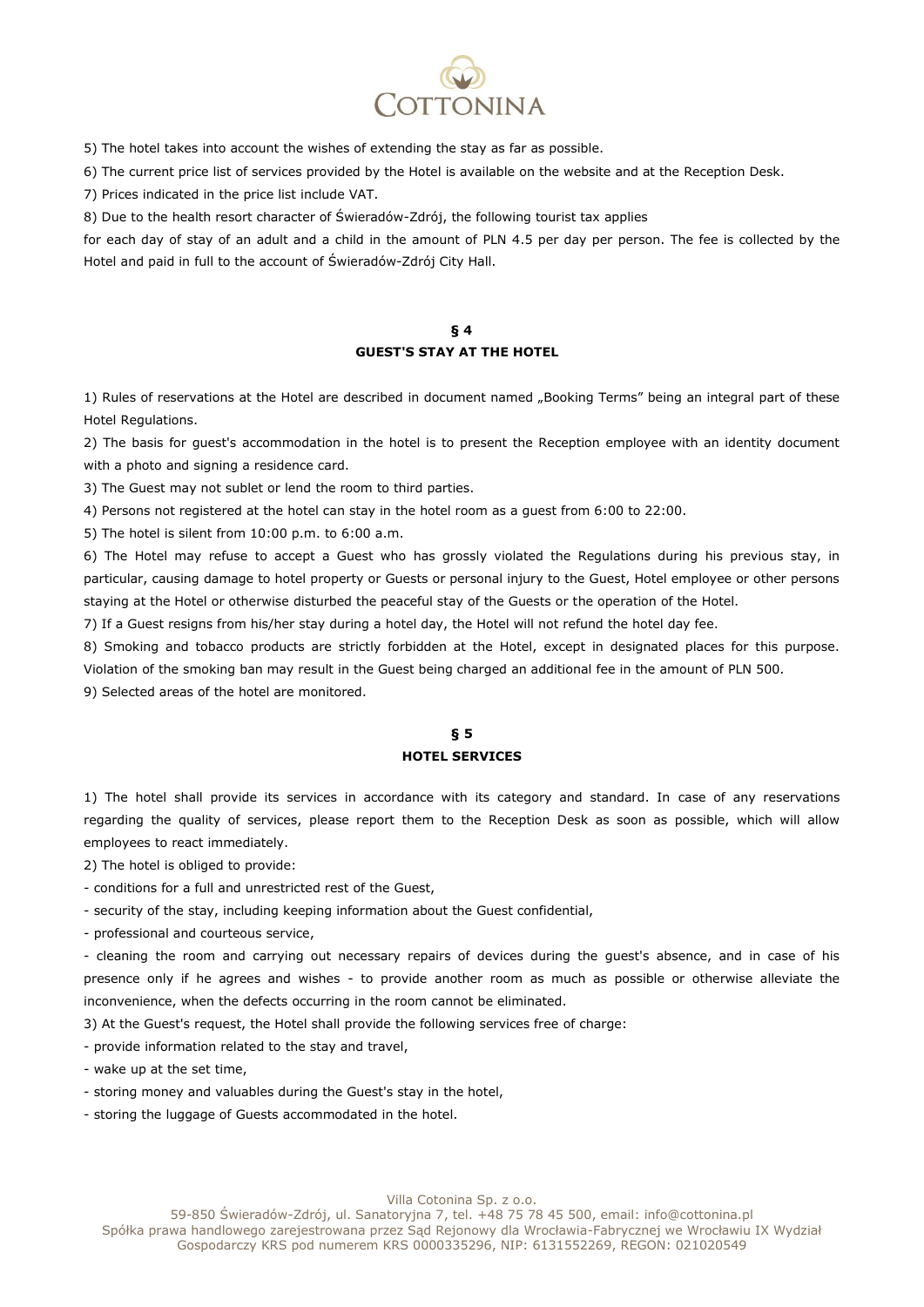5) The hotel takes into account the wishes of extending the stay as far as possible.

6) The current price list of services provided by the Hotel is available on the website and at the Reception Desk.

7) Prices indicated in the price list include VAT.

8) Due to the health resort character of Świeradów-Zdrój, the following tourist tax applies for each day of stay of an adult and a child in the amount of PLN 4.5 per day per person. The fee is collected by the Hotel and paid in full to the account of Świeradów-Zdrój City Hall.

## § 4
## GUEST'S STAY AT THE HOTEL

1) Rules of reservations at the Hotel are described in document named „Booking Terms" being an integral part of these Hotel Regulations.

2) The basis for guest's accommodation in the hotel is to present the Reception employee with an identity document with a photo and signing a residence card.

3) The Guest may not sublet or lend the room to third parties.

4) Persons not registered at the hotel can stay in the hotel room as a guest from 6:00 to 22:00.

5) The hotel is silent from 10:00 p.m. to 6:00 a.m.

6) The Hotel may refuse to accept a Guest who has grossly violated the Regulations during his previous stay, in particular, causing damage to hotel property or Guests or personal injury to the Guest, Hotel employee or other persons staying at the Hotel or otherwise disturbed the peaceful stay of the Guests or the operation of the Hotel.

7) If a Guest resigns from his/her stay during a hotel day, the Hotel will not refund the hotel day fee.

8) Smoking and tobacco products are strictly forbidden at the Hotel, except in designated places for this purpose. Violation of the smoking ban may result in the Guest being charged an additional fee in the amount of PLN 500.

9) Selected areas of the hotel are monitored.

## § 5
## HOTEL SERVICES

1) The hotel shall provide its services in accordance with its category and standard. In case of any reservations regarding the quality of services, please report them to the Reception Desk as soon as possible, which will allow employees to react immediately.

2) The hotel is obliged to provide:

- conditions for a full and unrestricted rest of the Guest,
- security of the stay, including keeping information about the Guest confidential,
- professional and courteous service,
- cleaning the room and carrying out necessary repairs of devices during the guest's absence, and in case of his presence only if he agrees and wishes - to provide another room as much as possible or otherwise alleviate the inconvenience, when the defects occurring in the room cannot be eliminated.

3) At the Guest's request, the Hotel shall provide the following services free of charge:

- provide information related to the stay and travel,
- wake up at the set time,
- storing money and valuables during the Guest's stay in the hotel,
- storing the luggage of Guests accommodated in the hotel.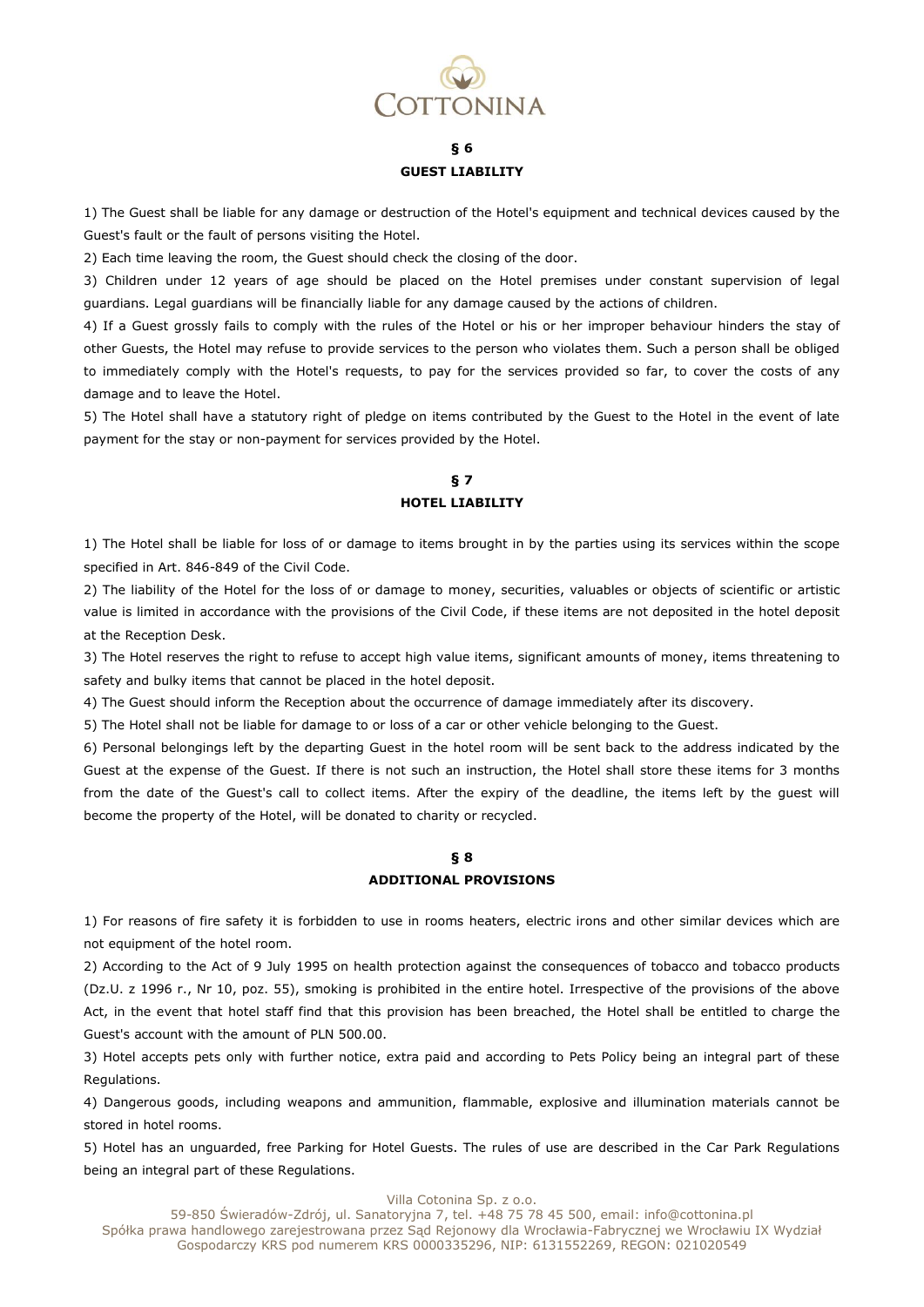## § 6
## GUEST LIABILITY

1) The Guest shall be liable for any damage or destruction of the Hotel's equipment and technical devices caused by the Guest's fault or the fault of persons visiting the Hotel.

2) Each time leaving the room, the Guest should check the closing of the door.

3) Children under 12 years of age should be placed on the Hotel premises under constant supervision of legal guardians. Legal guardians will be financially liable for any damage caused by the actions of children.

4) If a Guest grossly fails to comply with the rules of the Hotel or his or her improper behaviour hinders the stay of other Guests, the Hotel may refuse to provide services to the person who violates them. Such a person shall be obliged to immediately comply with the Hotel's requests, to pay for the services provided so far, to cover the costs of any damage and to leave the Hotel.

5) The Hotel shall have a statutory right of pledge on items contributed by the Guest to the Hotel in the event of late payment for the stay or non-payment for services provided by the Hotel.

## § 7
## HOTEL LIABILITY

1) The Hotel shall be liable for loss of or damage to items brought in by the parties using its services within the scope specified in Art. 846-849 of the Civil Code.

2) The liability of the Hotel for the loss of or damage to money, securities, valuables or objects of scientific or artistic value is limited in accordance with the provisions of the Civil Code, if these items are not deposited in the hotel deposit at the Reception Desk.

3) The Hotel reserves the right to refuse to accept high value items, significant amounts of money, items threatening to safety and bulky items that cannot be placed in the hotel deposit.

4) The Guest should inform the Reception about the occurrence of damage immediately after its discovery.

5) The Hotel shall not be liable for damage to or loss of a car or other vehicle belonging to the Guest.

6) Personal belongings left by the departing Guest in the hotel room will be sent back to the address indicated by the Guest at the expense of the Guest. If there is not such an instruction, the Hotel shall store these items for 3 months from the date of the Guest's call to collect items. After the expiry of the deadline, the items left by the guest will become the property of the Hotel, will be donated to charity or recycled.

## § 8
## ADDITIONAL PROVISIONS

1) For reasons of fire safety it is forbidden to use in rooms heaters, electric irons and other similar devices which are not equipment of the hotel room.

2) According to the Act of 9 July 1995 on health protection against the consequences of tobacco and tobacco products (Dz.U. z 1996 r., Nr 10, poz. 55), smoking is prohibited in the entire hotel. Irrespective of the provisions of the above Act, in the event that hotel staff find that this provision has been breached, the Hotel shall be entitled to charge the Guest's account with the amount of PLN 500.00.

3) Hotel accepts pets only with further notice, extra paid and according to Pets Policy being an integral part of these Regulations.

4) Dangerous goods, including weapons and ammunition, flammable, explosive and illumination materials cannot be stored in hotel rooms.

5) Hotel has an unguarded, free Parking for Hotel Guests. The rules of use are described in the Car Park Regulations being an integral part of these Regulations.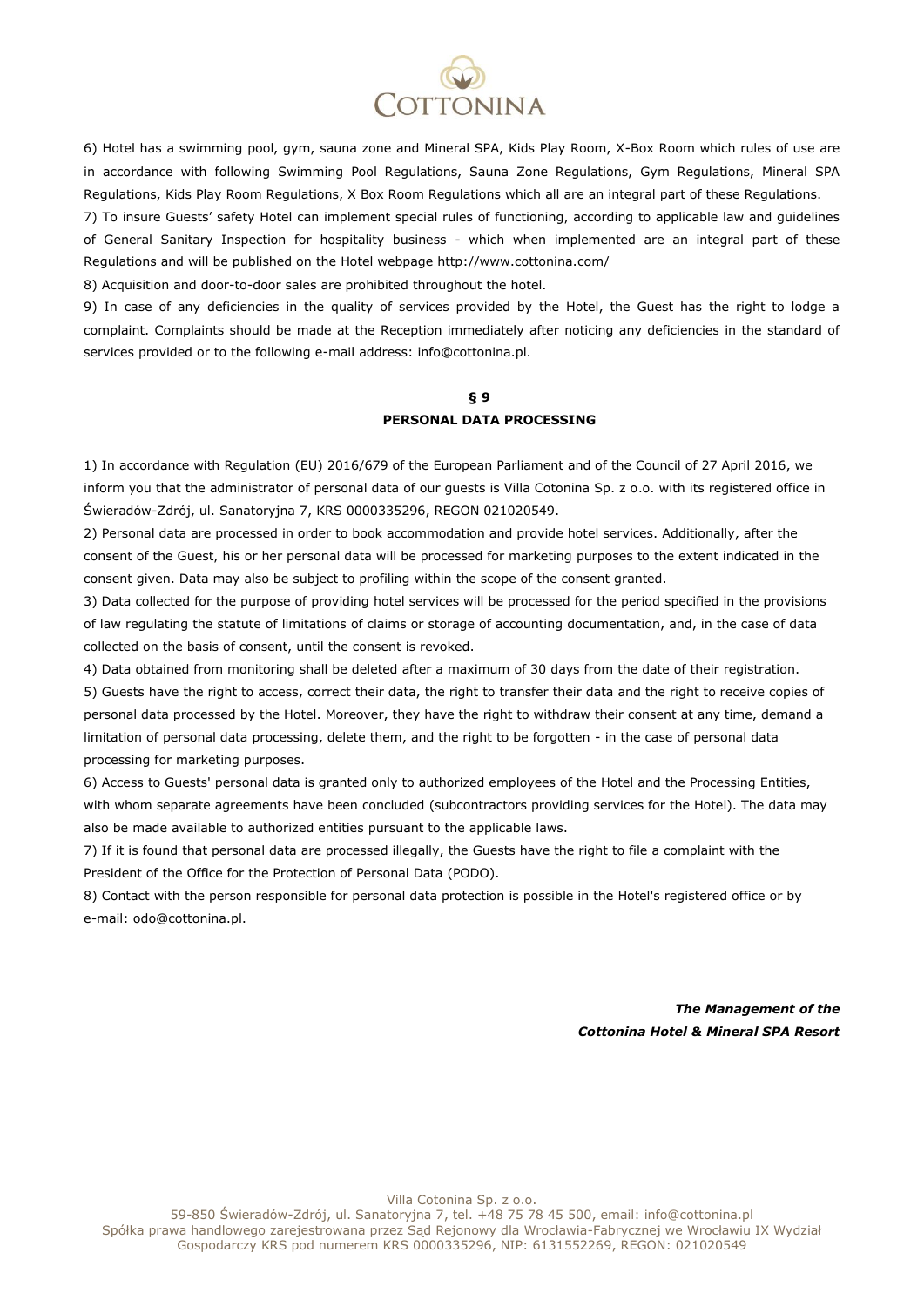6) Hotel has a swimming pool, gym, sauna zone and Mineral SPA, Kids Play Room, X-Box Room which rules of use are in accordance with following Swimming Pool Regulations, Sauna Zone Regulations, Gym Regulations, Mineral SPA Regulations, Kids Play Room Regulations, X Box Room Regulations which all are an integral part of these Regulations.

7) To insure Guests' safety Hotel can implement special rules of functioning, according to applicable law and guidelines of General Sanitary Inspection for hospitality business - which when implemented are an integral part of these Regulations and will be published on the Hotel webpage http://www.cottonina.com/

8) Acquisition and door-to-door sales are prohibited throughout the hotel.

9) In case of any deficiencies in the quality of services provided by the Hotel, the Guest has the right to lodge a complaint. Complaints should be made at the Reception immediately after noticing any deficiencies in the standard of services provided or to the following e-mail address: info@cottonina.pl.

## § 9
## PERSONAL DATA PROCESSING

1) In accordance with Regulation (EU) 2016/679 of the European Parliament and of the Council of 27 April 2016, we inform you that the administrator of personal data of our guests is Villa Cotonina Sp. z o.o. with its registered office in Świeradów-Zdrój, ul. Sanatoryjna 7, KRS 0000335296, REGON 021020549.

2) Personal data are processed in order to book accommodation and provide hotel services. Additionally, after the consent of the Guest, his or her personal data will be processed for marketing purposes to the extent indicated in the consent given. Data may also be subject to profiling within the scope of the consent granted.

3) Data collected for the purpose of providing hotel services will be processed for the period specified in the provisions of law regulating the statute of limitations of claims or storage of accounting documentation, and, in the case of data collected on the basis of consent, until the consent is revoked.

4) Data obtained from monitoring shall be deleted after a maximum of 30 days from the date of their registration.

5) Guests have the right to access, correct their data, the right to transfer their data and the right to receive copies of personal data processed by the Hotel. Moreover, they have the right to withdraw their consent at any time, demand a limitation of personal data processing, delete them, and the right to be forgotten - in the case of personal data processing for marketing purposes.

6) Access to Guests' personal data is granted only to authorized employees of the Hotel and the Processing Entities, with whom separate agreements have been concluded (subcontractors providing services for the Hotel). The data may also be made available to authorized entities pursuant to the applicable laws.

7) If it is found that personal data are processed illegally, the Guests have the right to file a complaint with the President of the Office for the Protection of Personal Data (PODO).

8) Contact with the person responsible for personal data protection is possible in the Hotel's registered office or by e-mail: odo@cottonina.pl.

***The Management of the***
***Cottonina Hotel & Mineral SPA Resort***